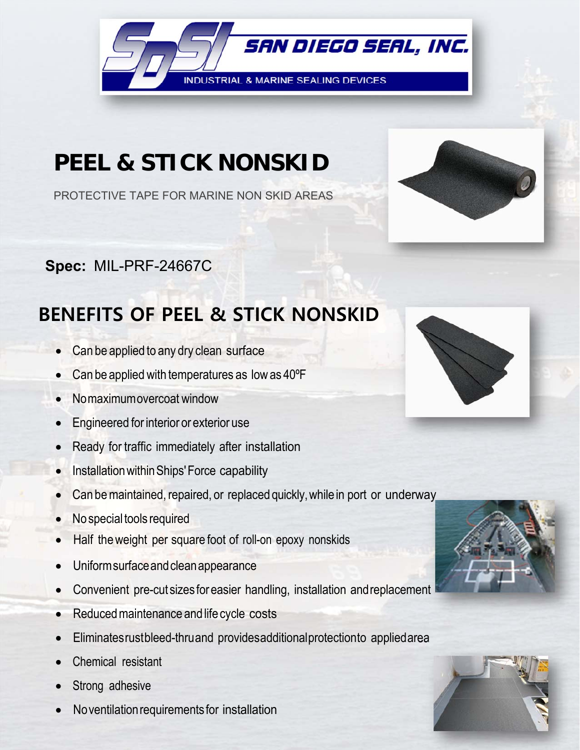SAN DIEGO SEAL, INC.

INDUSTRIAL & MARINE SEALING DEVICES

# PEEL & STICK NONSKID

PROTECTIVE TAPE FOR MARINE NON SKID AREAS

**Spec:** MIL-PRF-24667C

## BENEFITS OF PEEL & STICK NONSKID

- Can be applied to any dry clean surface
- Can be applied with temperatures as low as 40ºF
- No maximum overcoat window
- Engineered for interior or exterior use
- Ready for traffic immediately after installation
- Installation within Ships' Force capability
- Can be maintained, repaired, or replaced quickly, while in port or underway
- No special tools required
- Half the weight per square foot of roll-on epoxy nonskids
- Uniform surface and clean appearance
- Convenient pre-cut sizes for easier handling, installation and replacement
- Reduced maintenance and life cycle costs
- Eliminates rust bleed-thru and provides additional protection to applied area
- Chemical resistant
- Strong adhesive
- No ventilation requirements for installation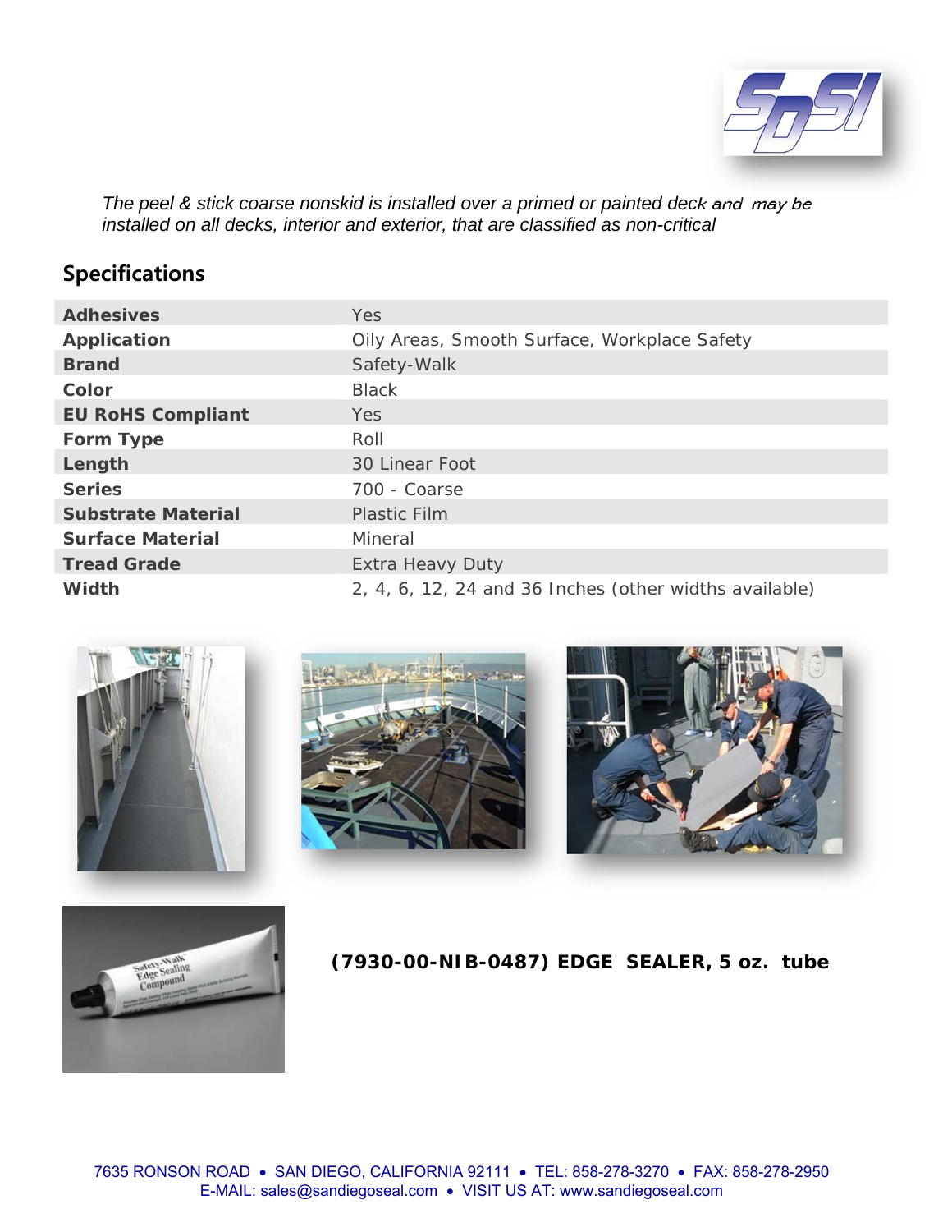*The peel & stick coarse nonskid is installed over a primed or painted deck and may be installed on all decks, interior and exterior, that are classified as non-critical*

## Specifications

| | |
|---|---|
| **Adhesives** | Yes |
| **Application** | Oily Areas, Smooth Surface, Workplace Safety |
| **Brand** | Safety-Walk |
| **Color** | Black |
| **EU RoHS Compliant** | Yes |
| **Form Type** | Roll |
| **Length** | 30 Linear Foot |
| **Series** | 700 - Coarse |
| **Substrate Material** | Plastic Film |
| **Surface Material** | Mineral |
| **Tread Grade** | Extra Heavy Duty |
| **Width** | 2, 4, 6, 12, 24 and 36 Inches (other widths available) |

**(7930-00-NIB-0487) EDGE SEALER, 5 oz. tube**

7635 RONSON ROAD • SAN DIEGO, CALIFORNIA 92111 • TEL: 858-278-3270 • FAX: 858-278-2950
E-MAIL: sales@sandiegoseal.com • VISIT US AT: www.sandiegoseal.com